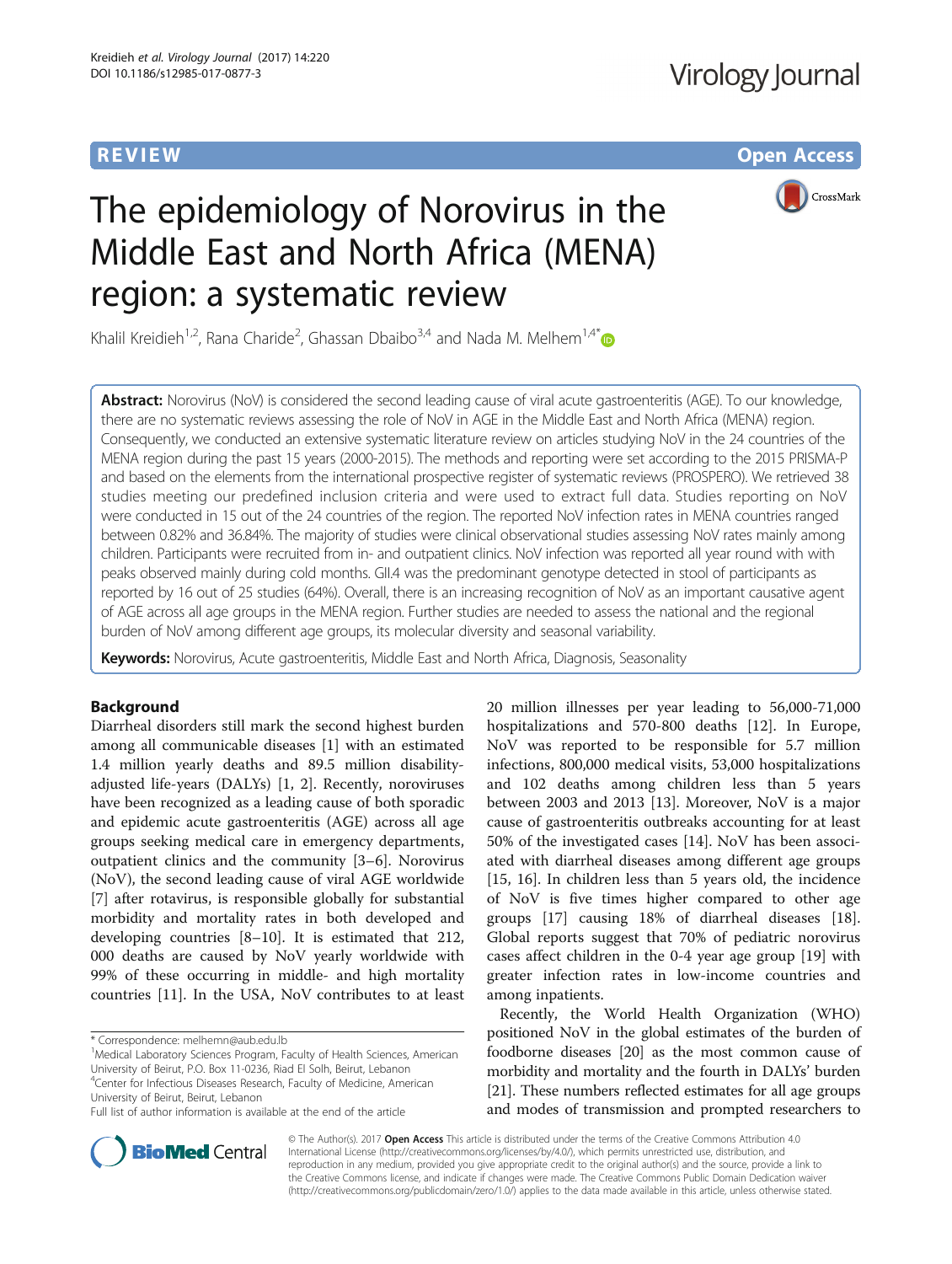REVIEW Open Access

# The epidemiology of Norovirus in the Middle East and North Africa (MENA) region: a systematic review

Khalil Kreidieh[1,2], Rana Charide[2], Ghassan Dbaibo[3,4] and Nada M. Melhem[1,4*]

**Abstract:** Norovirus (NoV) is considered the second leading cause of viral acute gastroenteritis (AGE). To our knowledge, there are no systematic reviews assessing the role of NoV in AGE in the Middle East and North Africa (MENA) region. Consequently, we conducted an extensive systematic literature review on articles studying NoV in the 24 countries of the MENA region during the past 15 years (2000-2015). The methods and reporting were set according to the 2015 PRISMA-P and based on the elements from the international prospective register of systematic reviews (PROSPERO). We retrieved 38 studies meeting our predefined inclusion criteria and were used to extract full data. Studies reporting on NoV were conducted in 15 out of the 24 countries of the region. The reported NoV infection rates in MENA countries ranged between 0.82% and 36.84%. The majority of studies were clinical observational studies assessing NoV rates mainly among children. Participants were recruited from in- and outpatient clinics. NoV infection was reported all year round with with peaks observed mainly during cold months. GII.4 was the predominant genotype detected in stool of participants as reported by 16 out of 25 studies (64%). Overall, there is an increasing recognition of NoV as an important causative agent of AGE across all age groups in the MENA region. Further studies are needed to assess the national and the regional burden of NoV among different age groups, its molecular diversity and seasonal variability.

**Keywords:** Norovirus, Acute gastroenteritis, Middle East and North Africa, Diagnosis, Seasonality

## Background

Diarrheal disorders still mark the second highest burden among all communicable diseases [1] with an estimated 1.4 million yearly deaths and 89.5 million disability-adjusted life-years (DALYs) [1, 2]. Recently, noroviruses have been recognized as a leading cause of both sporadic and epidemic acute gastroenteritis (AGE) across all age groups seeking medical care in emergency departments, outpatient clinics and the community [3–6]. Norovirus (NoV), the second leading cause of viral AGE worldwide [7] after rotavirus, is responsible globally for substantial morbidity and mortality rates in both developed and developing countries [8–10]. It is estimated that 212, 000 deaths are caused by NoV yearly worldwide with 99% of these occurring in middle- and high mortality countries [11]. In the USA, NoV contributes to at least 20 million illnesses per year leading to 56,000-71,000 hospitalizations and 570-800 deaths [12]. In Europe, NoV was reported to be responsible for 5.7 million infections, 800,000 medical visits, 53,000 hospitalizations and 102 deaths among children less than 5 years between 2003 and 2013 [13]. Moreover, NoV is a major cause of gastroenteritis outbreaks accounting for at least 50% of the investigated cases [14]. NoV has been associated with diarrheal diseases among different age groups [15, 16]. In children less than 5 years old, the incidence of NoV is five times higher compared to other age groups [17] causing 18% of diarrheal diseases [18]. Global reports suggest that 70% of pediatric norovirus cases affect children in the 0-4 year age group [19] with greater infection rates in low-income countries and among inpatients.

Recently, the World Health Organization (WHO) positioned NoV in the global estimates of the burden of foodborne diseases [20] as the most common cause of morbidity and mortality and the fourth in DALYs' burden [21]. These numbers reflected estimates for all age groups and modes of transmission and prompted researchers to

\* Correspondence: melhemn@aub.edu.lb
[1]Medical Laboratory Sciences Program, Faculty of Health Sciences, American University of Beirut, P.O. Box 11-0236, Riad El Solh, Beirut, Lebanon
[4]Center for Infectious Diseases Research, Faculty of Medicine, American University of Beirut, Beirut, Lebanon
Full list of author information is available at the end of the article

© The Author(s). 2017 **Open Access** This article is distributed under the terms of the Creative Commons Attribution 4.0 International License (http://creativecommons.org/licenses/by/4.0/), which permits unrestricted use, distribution, and reproduction in any medium, provided you give appropriate credit to the original author(s) and the source, provide a link to the Creative Commons license, and indicate if changes were made. The Creative Commons Public Domain Dedication waiver (http://creativecommons.org/publicdomain/zero/1.0/) applies to the data made available in this article, unless otherwise stated.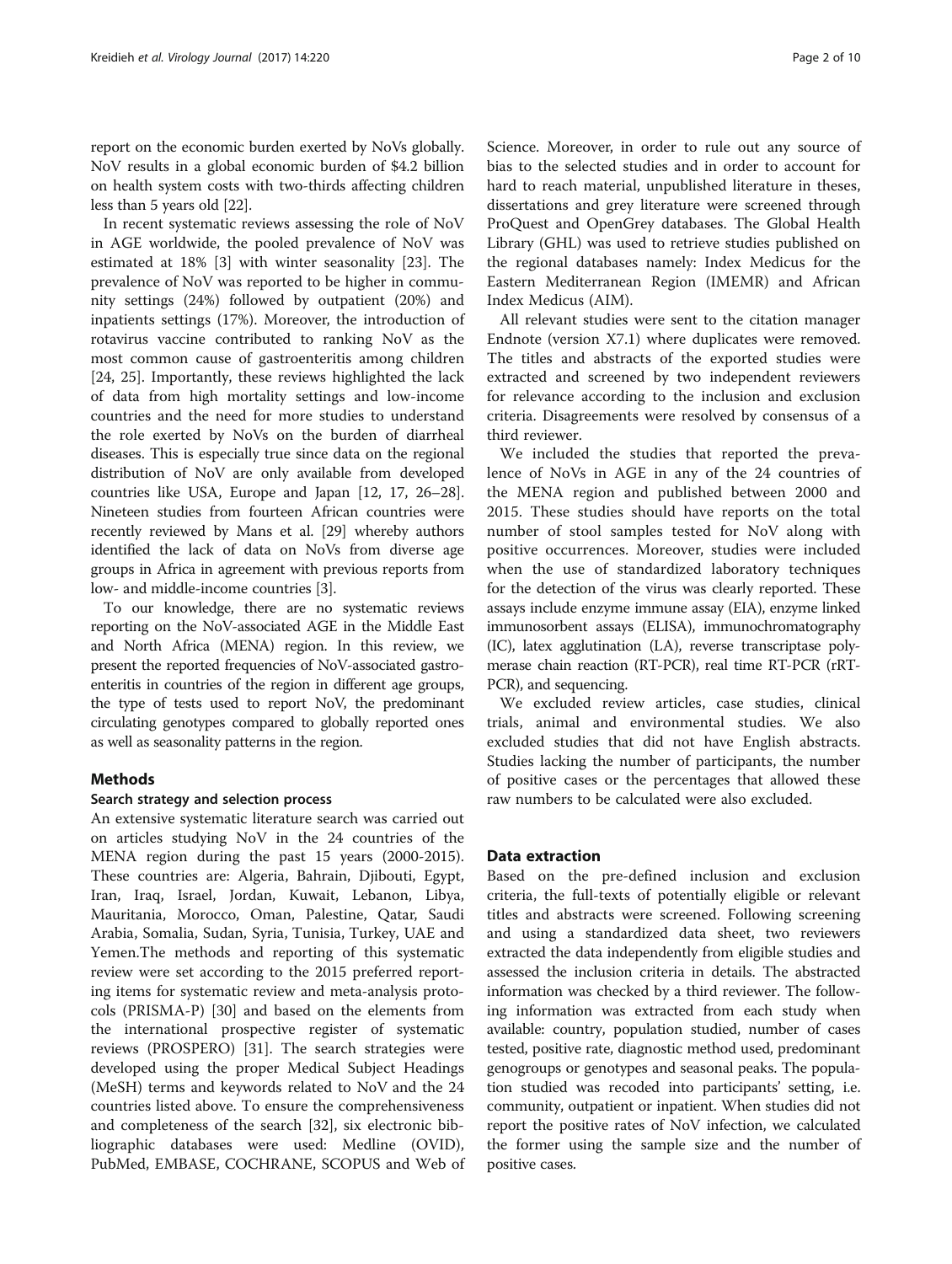report on the economic burden exerted by NoVs globally. NoV results in a global economic burden of $4.2 billion on health system costs with two-thirds affecting children less than 5 years old [22].

In recent systematic reviews assessing the role of NoV in AGE worldwide, the pooled prevalence of NoV was estimated at 18% [3] with winter seasonality [23]. The prevalence of NoV was reported to be higher in community settings (24%) followed by outpatient (20%) and inpatients settings (17%). Moreover, the introduction of rotavirus vaccine contributed to ranking NoV as the most common cause of gastroenteritis among children [24, 25]. Importantly, these reviews highlighted the lack of data from high mortality settings and low-income countries and the need for more studies to understand the role exerted by NoVs on the burden of diarrheal diseases. This is especially true since data on the regional distribution of NoV are only available from developed countries like USA, Europe and Japan [12, 17, 26–28]. Nineteen studies from fourteen African countries were recently reviewed by Mans et al. [29] whereby authors identified the lack of data on NoVs from diverse age groups in Africa in agreement with previous reports from low- and middle-income countries [3].

To our knowledge, there are no systematic reviews reporting on the NoV-associated AGE in the Middle East and North Africa (MENA) region. In this review, we present the reported frequencies of NoV-associated gastroenteritis in countries of the region in different age groups, the type of tests used to report NoV, the predominant circulating genotypes compared to globally reported ones as well as seasonality patterns in the region.

## Methods

### Search strategy and selection process

An extensive systematic literature search was carried out on articles studying NoV in the 24 countries of the MENA region during the past 15 years (2000-2015). These countries are: Algeria, Bahrain, Djibouti, Egypt, Iran, Iraq, Israel, Jordan, Kuwait, Lebanon, Libya, Mauritania, Morocco, Oman, Palestine, Qatar, Saudi Arabia, Somalia, Sudan, Syria, Tunisia, Turkey, UAE and Yemen.The methods and reporting of this systematic review were set according to the 2015 preferred reporting items for systematic review and meta-analysis protocols (PRISMA-P) [30] and based on the elements from the international prospective register of systematic reviews (PROSPERO) [31]. The search strategies were developed using the proper Medical Subject Headings (MeSH) terms and keywords related to NoV and the 24 countries listed above. To ensure the comprehensiveness and completeness of the search [32], six electronic bibliographic databases were used: Medline (OVID), PubMed, EMBASE, COCHRANE, SCOPUS and Web of Science. Moreover, in order to rule out any source of bias to the selected studies and in order to account for hard to reach material, unpublished literature in theses, dissertations and grey literature were screened through ProQuest and OpenGrey databases. The Global Health Library (GHL) was used to retrieve studies published on the regional databases namely: Index Medicus for the Eastern Mediterranean Region (IMEMR) and African Index Medicus (AIM).

All relevant studies were sent to the citation manager Endnote (version X7.1) where duplicates were removed. The titles and abstracts of the exported studies were extracted and screened by two independent reviewers for relevance according to the inclusion and exclusion criteria. Disagreements were resolved by consensus of a third reviewer.

We included the studies that reported the prevalence of NoVs in AGE in any of the 24 countries of the MENA region and published between 2000 and 2015. These studies should have reports on the total number of stool samples tested for NoV along with positive occurrences. Moreover, studies were included when the use of standardized laboratory techniques for the detection of the virus was clearly reported. These assays include enzyme immune assay (EIA), enzyme linked immunosorbent assays (ELISA), immunochromatography (IC), latex agglutination (LA), reverse transcriptase polymerase chain reaction (RT-PCR), real time RT-PCR (rRT-PCR), and sequencing.

We excluded review articles, case studies, clinical trials, animal and environmental studies. We also excluded studies that did not have English abstracts. Studies lacking the number of participants, the number of positive cases or the percentages that allowed these raw numbers to be calculated were also excluded.

### Data extraction

Based on the pre-defined inclusion and exclusion criteria, the full-texts of potentially eligible or relevant titles and abstracts were screened. Following screening and using a standardized data sheet, two reviewers extracted the data independently from eligible studies and assessed the inclusion criteria in details. The abstracted information was checked by a third reviewer. The following information was extracted from each study when available: country, population studied, number of cases tested, positive rate, diagnostic method used, predominant genogroups or genotypes and seasonal peaks. The population studied was recoded into participants' setting, i.e. community, outpatient or inpatient. When studies did not report the positive rates of NoV infection, we calculated the former using the sample size and the number of positive cases.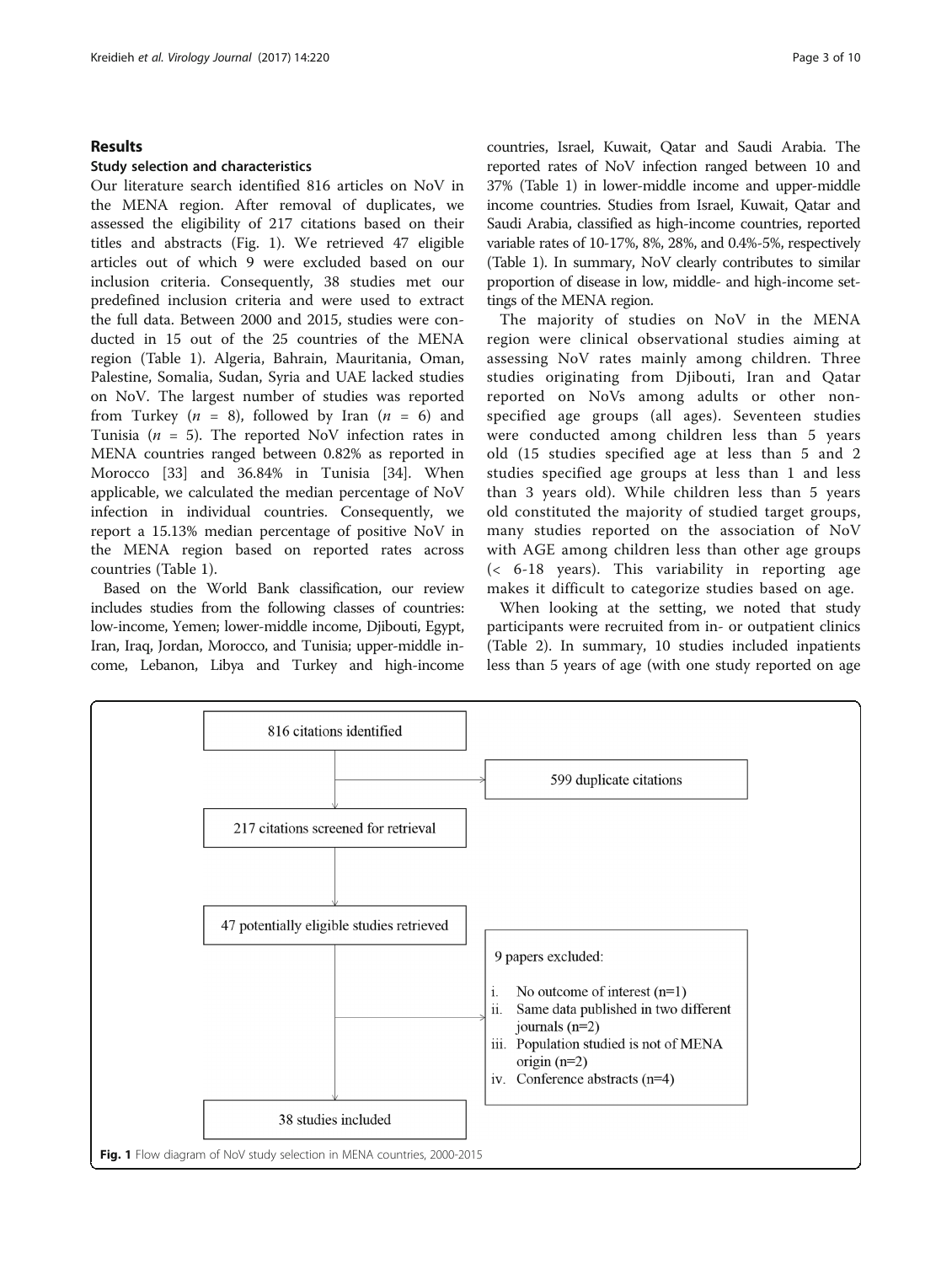## Results

### Study selection and characteristics

Our literature search identified 816 articles on NoV in the MENA region. After removal of duplicates, we assessed the eligibility of 217 citations based on their titles and abstracts (Fig. 1). We retrieved 47 eligible articles out of which 9 were excluded based on our inclusion criteria. Consequently, 38 studies met our predefined inclusion criteria and were used to extract the full data. Between 2000 and 2015, studies were conducted in 15 out of the 25 countries of the MENA region (Table 1). Algeria, Bahrain, Mauritania, Oman, Palestine, Somalia, Sudan, Syria and UAE lacked studies on NoV. The largest number of studies was reported from Turkey ($n$ = 8), followed by Iran ($n$ = 6) and Tunisia ($n$ = 5). The reported NoV infection rates in MENA countries ranged between 0.82% as reported in Morocco [33] and 36.84% in Tunisia [34]. When applicable, we calculated the median percentage of NoV infection in individual countries. Consequently, we report a 15.13% median percentage of positive NoV in the MENA region based on reported rates across countries (Table 1).

Based on the World Bank classification, our review includes studies from the following classes of countries: low-income, Yemen; lower-middle income, Djibouti, Egypt, Iran, Iraq, Jordan, Morocco, and Tunisia; upper-middle income, Lebanon, Libya and Turkey and high-income countries, Israel, Kuwait, Qatar and Saudi Arabia. The reported rates of NoV infection ranged between 10 and 37% (Table 1) in lower-middle income and upper-middle income countries. Studies from Israel, Kuwait, Qatar and Saudi Arabia, classified as high-income countries, reported variable rates of 10-17%, 8%, 28%, and 0.4%-5%, respectively (Table 1). In summary, NoV clearly contributes to similar proportion of disease in low, middle- and high-income settings of the MENA region.

The majority of studies on NoV in the MENA region were clinical observational studies aiming at assessing NoV rates mainly among children. Three studies originating from Djibouti, Iran and Qatar reported on NoVs among adults or other non-specified age groups (all ages). Seventeen studies were conducted among children less than 5 years old (15 studies specified age at less than 5 and 2 studies specified age groups at less than 1 and less than 3 years old). While children less than 5 years old constituted the majority of studied target groups, many studies reported on the association of NoV with AGE among children less than other age groups (< 6-18 years). This variability in reporting age makes it difficult to categorize studies based on age.

When looking at the setting, we noted that study participants were recruited from in- or outpatient clinics (Table 2). In summary, 10 studies included inpatients less than 5 years of age (with one study reported on age

816 citations identified → 599 duplicate citations

217 citations screened for retrieval

47 potentially eligible studies retrieved → 9 papers excluded:

i. No outcome of interest (n=1)
ii. Same data published in two different journals (n=2)
iii. Population studied is not of MENA origin (n=2)
iv. Conference abstracts (n=4)

38 studies included

**Fig. 1** Flow diagram of NoV study selection in MENA countries, 2000-2015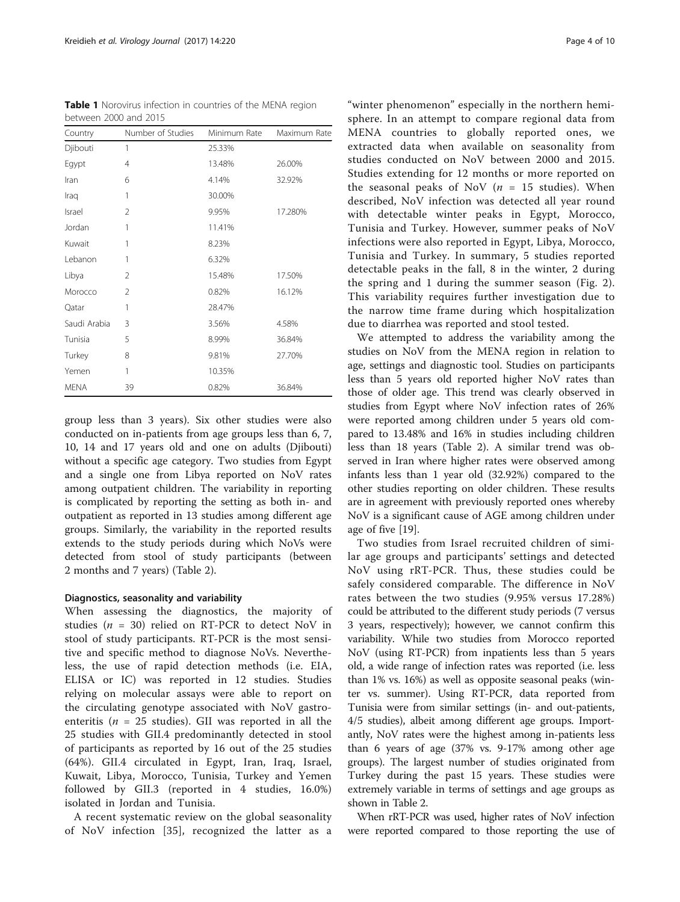**Table 1** Norovirus infection in countries of the MENA region between 2000 and 2015

| Country | Number of Studies | Minimum Rate | Maximum Rate |
|---|---|---|---|
| Djibouti | 1 | 25.33% | |
| Egypt | 4 | 13.48% | 26.00% |
| Iran | 6 | 4.14% | 32.92% |
| Iraq | 1 | 30.00% | |
| Israel | 2 | 9.95% | 17.280% |
| Jordan | 1 | 11.41% | |
| Kuwait | 1 | 8.23% | |
| Lebanon | 1 | 6.32% | |
| Libya | 2 | 15.48% | 17.50% |
| Morocco | 2 | 0.82% | 16.12% |
| Qatar | 1 | 28.47% | |
| Saudi Arabia | 3 | 3.56% | 4.58% |
| Tunisia | 5 | 8.99% | 36.84% |
| Turkey | 8 | 9.81% | 27.70% |
| Yemen | 1 | 10.35% | |
| MENA | 39 | 0.82% | 36.84% |

group less than 3 years). Six other studies were also conducted on in-patients from age groups less than 6, 7, 10, 14 and 17 years old and one on adults (Djibouti) without a specific age category. Two studies from Egypt and a single one from Libya reported on NoV rates among outpatient children. The variability in reporting is complicated by reporting the setting as both in- and outpatient as reported in 13 studies among different age groups. Similarly, the variability in the reported results extends to the study periods during which NoVs were detected from stool of study participants (between 2 months and 7 years) (Table 2).

#### Diagnostics, seasonality and variability

When assessing the diagnostics, the majority of studies ($n$ = 30) relied on RT-PCR to detect NoV in stool of study participants. RT-PCR is the most sensitive and specific method to diagnose NoVs. Nevertheless, the use of rapid detection methods (i.e. EIA, ELISA or IC) was reported in 12 studies. Studies relying on molecular assays were able to report on the circulating genotype associated with NoV gastroenteritis ($n$ = 25 studies). GII was reported in all the 25 studies with GII.4 predominantly detected in stool of participants as reported by 16 out of the 25 studies (64%). GII.4 circulated in Egypt, Iran, Iraq, Israel, Kuwait, Libya, Morocco, Tunisia, Turkey and Yemen followed by GII.3 (reported in 4 studies, 16.0%) isolated in Jordan and Tunisia.

A recent systematic review on the global seasonality of NoV infection [35], recognized the latter as a "winter phenomenon" especially in the northern hemisphere. In an attempt to compare regional data from MENA countries to globally reported ones, we extracted data when available on seasonality from studies conducted on NoV between 2000 and 2015. Studies extending for 12 months or more reported on the seasonal peaks of NoV ($n$ = 15 studies). When described, NoV infection was detected all year round with detectable winter peaks in Egypt, Morocco, Tunisia and Turkey. However, summer peaks of NoV infections were also reported in Egypt, Libya, Morocco, Tunisia and Turkey. In summary, 5 studies reported detectable peaks in the fall, 8 in the winter, 2 during the spring and 1 during the summer season (Fig. 2). This variability requires further investigation due to the narrow time frame during which hospitalization due to diarrhea was reported and stool tested.

We attempted to address the variability among the studies on NoV from the MENA region in relation to age, settings and diagnostic tool. Studies on participants less than 5 years old reported higher NoV rates than those of older age. This trend was clearly observed in studies from Egypt where NoV infection rates of 26% were reported among children under 5 years old compared to 13.48% and 16% in studies including children less than 18 years (Table 2). A similar trend was observed in Iran where higher rates were observed among infants less than 1 year old (32.92%) compared to the other studies reporting on older children. These results are in agreement with previously reported ones whereby NoV is a significant cause of AGE among children under age of five [19].

Two studies from Israel recruited children of similar age groups and participants' settings and detected NoV using rRT-PCR. Thus, these studies could be safely considered comparable. The difference in NoV rates between the two studies (9.95% versus 17.28%) could be attributed to the different study periods (7 versus 3 years, respectively); however, we cannot confirm this variability. While two studies from Morocco reported NoV (using RT-PCR) from inpatients less than 5 years old, a wide range of infection rates was reported (i.e. less than 1% vs. 16%) as well as opposite seasonal peaks (winter vs. summer). Using RT-PCR, data reported from Tunisia were from similar settings (in- and out-patients, 4/5 studies), albeit among different age groups. Importantly, NoV rates were the highest among in-patients less than 6 years of age (37% vs. 9-17% among other age groups). The largest number of studies originated from Turkey during the past 15 years. These studies were extremely variable in terms of settings and age groups as shown in Table 2.

When rRT-PCR was used, higher rates of NoV infection were reported compared to those reporting the use of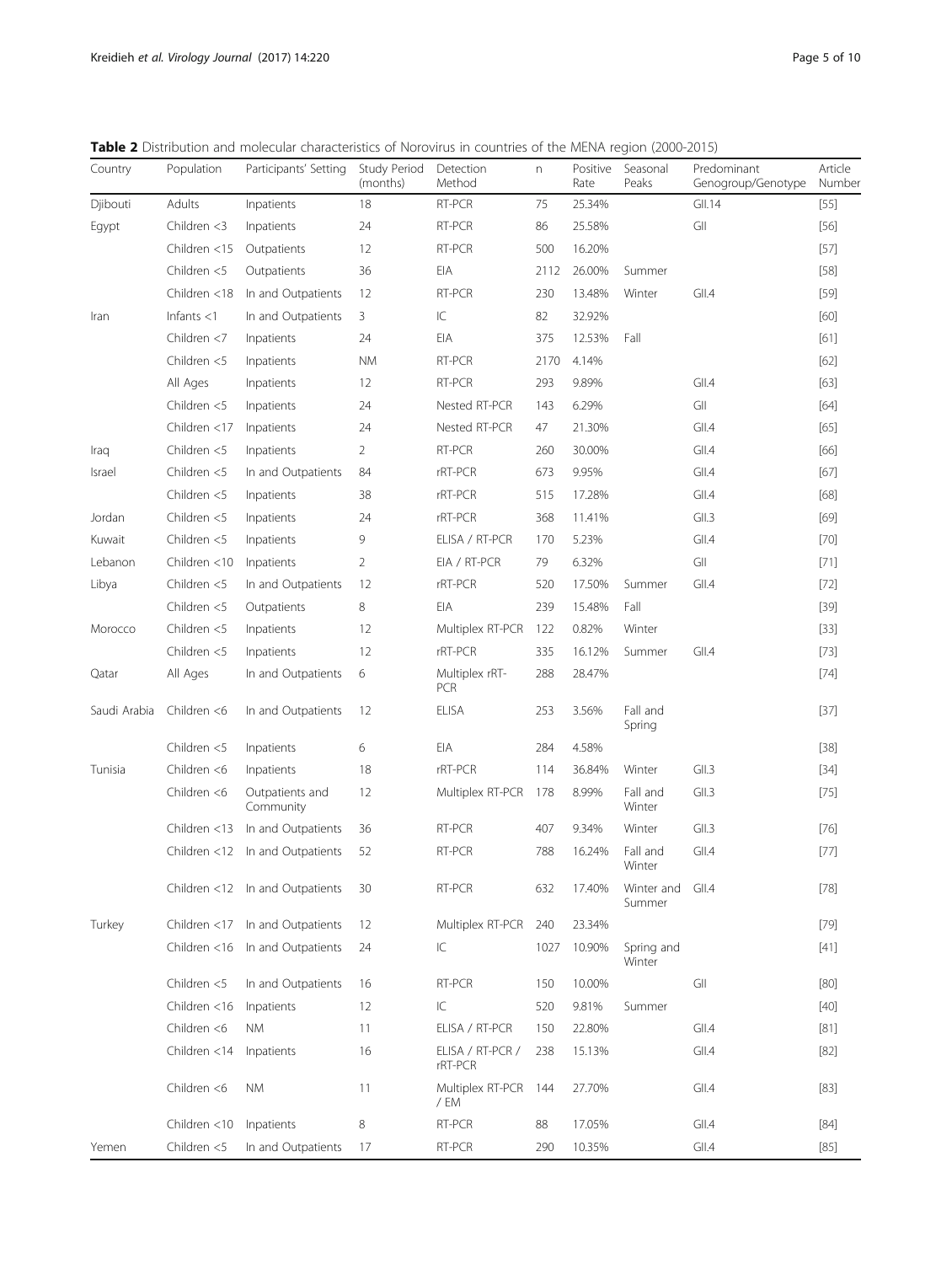**Table 2** Distribution and molecular characteristics of Norovirus in countries of the MENA region (2000-2015)

| Country | Population | Participants' Setting | Study Period (months) | Detection Method | n | Positive Rate | Seasonal Peaks | Predominant Genogroup/Genotype | Article Number |
|---|---|---|---|---|---|---|---|---|---|
| Djibouti | Adults | Inpatients | 18 | RT-PCR | 75 | 25.34% | | GII.14 | [55] |
| Egypt | Children <3 | Inpatients | 24 | RT-PCR | 86 | 25.58% | | GII | [56] |
| | Children <15 | Outpatients | 12 | RT-PCR | 500 | 16.20% | | | [57] |
| | Children <5 | Outpatients | 36 | EIA | 2112 | 26.00% | Summer | | [58] |
| | Children <18 | In and Outpatients | 12 | RT-PCR | 230 | 13.48% | Winter | GII.4 | [59] |
| Iran | Infants <1 | In and Outpatients | 3 | IC | 82 | 32.92% | | | [60] |
| | Children <7 | Inpatients | 24 | EIA | 375 | 12.53% | Fall | | [61] |
| | Children <5 | Inpatients | NM | RT-PCR | 2170 | 4.14% | | | [62] |
| | All Ages | Inpatients | 12 | RT-PCR | 293 | 9.89% | | GII.4 | [63] |
| | Children <5 | Inpatients | 24 | Nested RT-PCR | 143 | 6.29% | | GII | [64] |
| | Children <17 | Inpatients | 24 | Nested RT-PCR | 47 | 21.30% | | GII.4 | [65] |
| Iraq | Children <5 | Inpatients | 2 | RT-PCR | 260 | 30.00% | | GII.4 | [66] |
| Israel | Children <5 | In and Outpatients | 84 | rRT-PCR | 673 | 9.95% | | GII.4 | [67] |
| | Children <5 | Inpatients | 38 | rRT-PCR | 515 | 17.28% | | GII.4 | [68] |
| Jordan | Children <5 | Inpatients | 24 | rRT-PCR | 368 | 11.41% | | GII.3 | [69] |
| Kuwait | Children <5 | Inpatients | 9 | ELISA / RT-PCR | 170 | 5.23% | | GII.4 | [70] |
| Lebanon | Children <10 | Inpatients | 2 | EIA / RT-PCR | 79 | 6.32% | | GII | [71] |
| Libya | Children <5 | In and Outpatients | 12 | rRT-PCR | 520 | 17.50% | Summer | GII.4 | [72] |
| | Children <5 | Outpatients | 8 | EIA | 239 | 15.48% | Fall | | [39] |
| Morocco | Children <5 | Inpatients | 12 | Multiplex RT-PCR | 122 | 0.82% | Winter | | [33] |
| | Children <5 | Inpatients | 12 | rRT-PCR | 335 | 16.12% | Summer | GII.4 | [73] |
| Qatar | All Ages | In and Outpatients | 6 | Multiplex rRT-PCR | 288 | 28.47% | | | [74] |
| Saudi Arabia | Children <6 | In and Outpatients | 12 | ELISA | 253 | 3.56% | Fall and Spring | | [37] |
| | Children <5 | Inpatients | 6 | EIA | 284 | 4.58% | | | [38] |
| Tunisia | Children <6 | Inpatients | 18 | rRT-PCR | 114 | 36.84% | Winter | GII.3 | [34] |
| | Children <6 | Outpatients and Community | 12 | Multiplex RT-PCR | 178 | 8.99% | Fall and Winter | GII.3 | [75] |
| | Children <13 | In and Outpatients | 36 | RT-PCR | 407 | 9.34% | Winter | GII.3 | [76] |
| | Children <12 | In and Outpatients | 52 | RT-PCR | 788 | 16.24% | Fall and Winter | GII.4 | [77] |
| | Children <12 | In and Outpatients | 30 | RT-PCR | 632 | 17.40% | Winter and Summer | GII.4 | [78] |
| Turkey | Children <17 | In and Outpatients | 12 | Multiplex RT-PCR | 240 | 23.34% | | | [79] |
| | Children <16 | In and Outpatients | 24 | IC | 1027 | 10.90% | Spring and Winter | | [41] |
| | Children <5 | In and Outpatients | 16 | RT-PCR | 150 | 10.00% | | GII | [80] |
| | Children <16 | Inpatients | 12 | IC | 520 | 9.81% | Summer | | [40] |
| | Children <6 | NM | 11 | ELISA / RT-PCR | 150 | 22.80% | | GII.4 | [81] |
| | Children <14 | Inpatients | 16 | ELISA / RT-PCR / rRT-PCR | 238 | 15.13% | | GII.4 | [82] |
| | Children <6 | NM | 11 | Multiplex RT-PCR / EM | 144 | 27.70% | | GII.4 | [83] |
| | Children <10 | Inpatients | 8 | RT-PCR | 88 | 17.05% | | GII.4 | [84] |
| Yemen | Children <5 | In and Outpatients | 17 | RT-PCR | 290 | 10.35% | | GII.4 | [85] |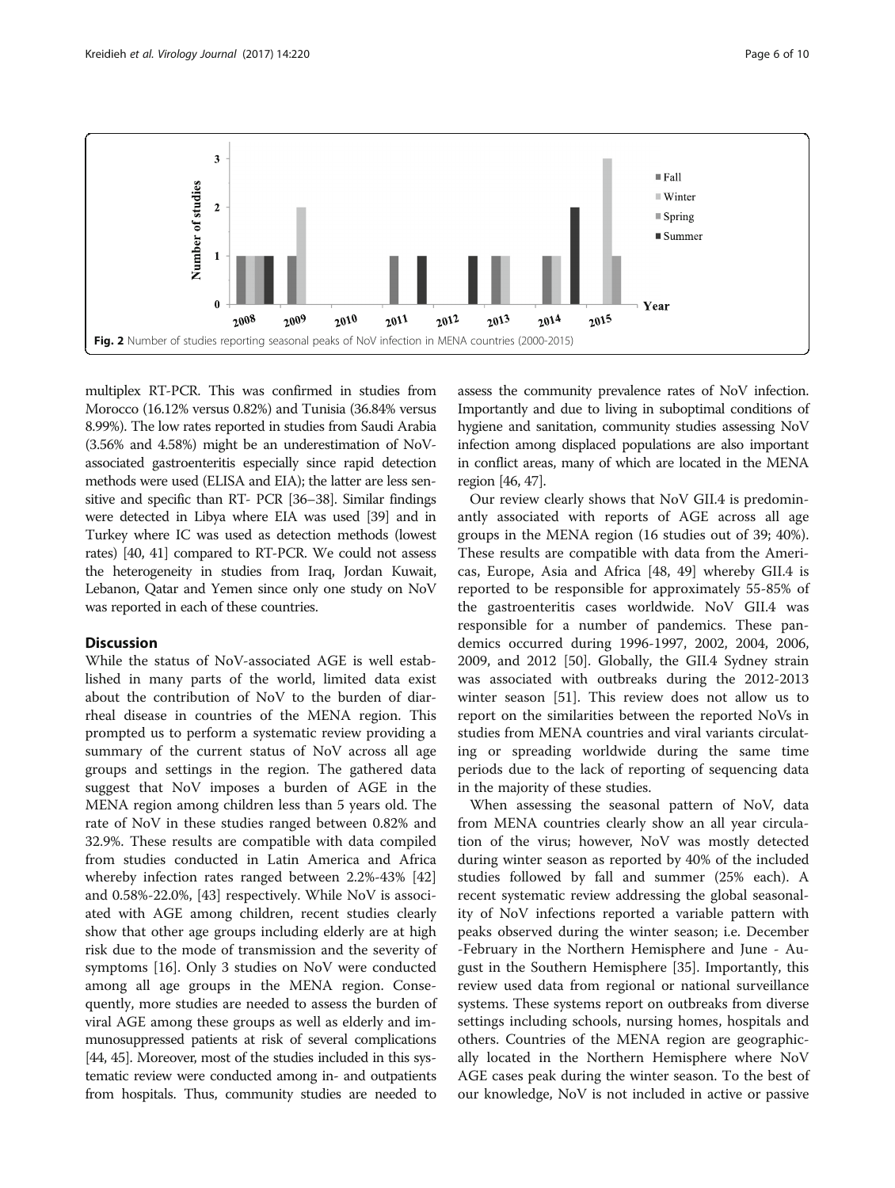Fig. 2 Number of studies reporting seasonal peaks of NoV infection in MENA countries (2000-2015)

multiplex RT-PCR. This was confirmed in studies from Morocco (16.12% versus 0.82%) and Tunisia (36.84% versus 8.99%). The low rates reported in studies from Saudi Arabia (3.56% and 4.58%) might be an underestimation of NoV-associated gastroenteritis especially since rapid detection methods were used (ELISA and EIA); the latter are less sensitive and specific than RT- PCR [36–38]. Similar findings were detected in Libya where EIA was used [39] and in Turkey where IC was used as detection methods (lowest rates) [40, 41] compared to RT-PCR. We could not assess the heterogeneity in studies from Iraq, Jordan Kuwait, Lebanon, Qatar and Yemen since only one study on NoV was reported in each of these countries.

## Discussion

While the status of NoV-associated AGE is well established in many parts of the world, limited data exist about the contribution of NoV to the burden of diarrheal disease in countries of the MENA region. This prompted us to perform a systematic review providing a summary of the current status of NoV across all age groups and settings in the region. The gathered data suggest that NoV imposes a burden of AGE in the MENA region among children less than 5 years old. The rate of NoV in these studies ranged between 0.82% and 32.9%. These results are compatible with data compiled from studies conducted in Latin America and Africa whereby infection rates ranged between 2.2%-43% [42] and 0.58%-22.0%, [43] respectively. While NoV is associated with AGE among children, recent studies clearly show that other age groups including elderly are at high risk due to the mode of transmission and the severity of symptoms [16]. Only 3 studies on NoV were conducted among all age groups in the MENA region. Consequently, more studies are needed to assess the burden of viral AGE among these groups as well as elderly and immunosuppressed patients at risk of several complications [44, 45]. Moreover, most of the studies included in this systematic review were conducted among in- and outpatients from hospitals. Thus, community studies are needed to assess the community prevalence rates of NoV infection. Importantly and due to living in suboptimal conditions of hygiene and sanitation, community studies assessing NoV infection among displaced populations are also important in conflict areas, many of which are located in the MENA region [46, 47].

Our review clearly shows that NoV GII.4 is predominantly associated with reports of AGE across all age groups in the MENA region (16 studies out of 39; 40%). These results are compatible with data from the Americas, Europe, Asia and Africa [48, 49] whereby GII.4 is reported to be responsible for approximately 55-85% of the gastroenteritis cases worldwide. NoV GII.4 was responsible for a number of pandemics. These pandemics occurred during 1996-1997, 2002, 2004, 2006, 2009, and 2012 [50]. Globally, the GII.4 Sydney strain was associated with outbreaks during the 2012-2013 winter season [51]. This review does not allow us to report on the similarities between the reported NoVs in studies from MENA countries and viral variants circulating or spreading worldwide during the same time periods due to the lack of reporting of sequencing data in the majority of these studies.

When assessing the seasonal pattern of NoV, data from MENA countries clearly show an all year circulation of the virus; however, NoV was mostly detected during winter season as reported by 40% of the included studies followed by fall and summer (25% each). A recent systematic review addressing the global seasonality of NoV infections reported a variable pattern with peaks observed during the winter season; i.e. December -February in the Northern Hemisphere and June - August in the Southern Hemisphere [35]. Importantly, this review used data from regional or national surveillance systems. These systems report on outbreaks from diverse settings including schools, nursing homes, hospitals and others. Countries of the MENA region are geographically located in the Northern Hemisphere where NoV AGE cases peak during the winter season. To the best of our knowledge, NoV is not included in active or passive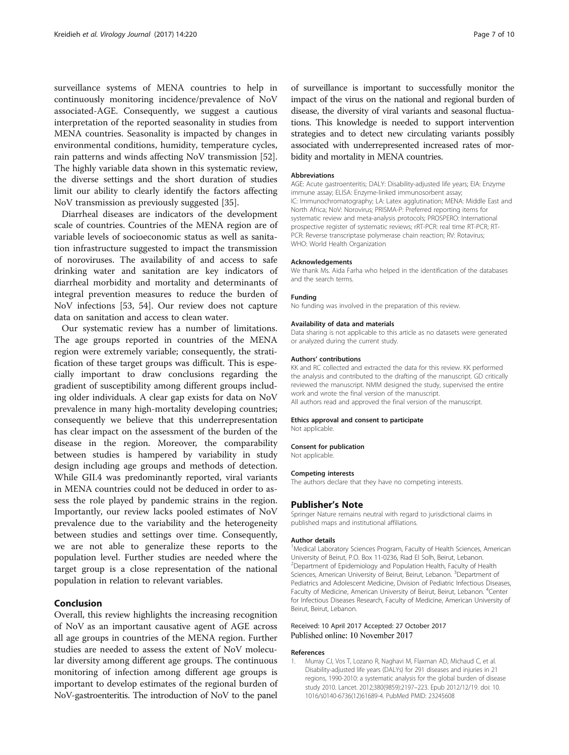surveillance systems of MENA countries to help in continuously monitoring incidence/prevalence of NoV associated-AGE. Consequently, we suggest a cautious interpretation of the reported seasonality in studies from MENA countries. Seasonality is impacted by changes in environmental conditions, humidity, temperature cycles, rain patterns and winds affecting NoV transmission [52]. The highly variable data shown in this systematic review, the diverse settings and the short duration of studies limit our ability to clearly identify the factors affecting NoV transmission as previously suggested [35].

Diarrheal diseases are indicators of the development scale of countries. Countries of the MENA region are of variable levels of socioeconomic status as well as sanitation infrastructure suggested to impact the transmission of noroviruses. The availability of and access to safe drinking water and sanitation are key indicators of diarrheal morbidity and mortality and determinants of integral prevention measures to reduce the burden of NoV infections [53, 54]. Our review does not capture data on sanitation and access to clean water.

Our systematic review has a number of limitations. The age groups reported in countries of the MENA region were extremely variable; consequently, the stratification of these target groups was difficult. This is especially important to draw conclusions regarding the gradient of susceptibility among different groups including older individuals. A clear gap exists for data on NoV prevalence in many high-mortality developing countries; consequently we believe that this underrepresentation has clear impact on the assessment of the burden of the disease in the region. Moreover, the comparability between studies is hampered by variability in study design including age groups and methods of detection. While GII.4 was predominantly reported, viral variants in MENA countries could not be deduced in order to assess the role played by pandemic strains in the region. Importantly, our review lacks pooled estimates of NoV prevalence due to the variability and the heterogeneity between studies and settings over time. Consequently, we are not able to generalize these reports to the population level. Further studies are needed where the target group is a close representation of the national population in relation to relevant variables.

## Conclusion

Overall, this review highlights the increasing recognition of NoV as an important causative agent of AGE across all age groups in countries of the MENA region. Further studies are needed to assess the extent of NoV molecular diversity among different age groups. The continuous monitoring of infection among different age groups is important to develop estimates of the regional burden of NoV-gastroenteritis. The introduction of NoV to the panel of surveillance is important to successfully monitor the impact of the virus on the national and regional burden of disease, the diversity of viral variants and seasonal fluctuations. This knowledge is needed to support intervention strategies and to detect new circulating variants possibly associated with underrepresented increased rates of morbidity and mortality in MENA countries.

#### Abbreviations

AGE: Acute gastroenteritis; DALY: Disability-adjusted life years; EIA: Enzyme immune assay; ELISA: Enzyme-linked immunosorbent assay; IC: Immunochromatography; LA: Latex agglutination; MENA: Middle East and North Africa; NoV: Norovirus; PRISMA-P: Preferred reporting items for systematic review and meta-analysis protocols; PROSPERO: International prospective register of systematic reviews; rRT-PCR: real time RT-PCR; RT-PCR: Reverse transcriptase polymerase chain reaction; RV: Rotavirus; WHO: World Health Organization

#### Acknowledgements

We thank Ms. Aida Farha who helped in the identification of the databases and the search terms.

#### Funding

No funding was involved in the preparation of this review.

#### Availability of data and materials

Data sharing is not applicable to this article as no datasets were generated or analyzed during the current study.

#### Authors' contributions

KK and RC collected and extracted the data for this review. KK performed the analysis and contributed to the drafting of the manuscript. GD critically reviewed the manuscript. NMM designed the study, supervised the entire work and wrote the final version of the manuscript.

All authors read and approved the final version of the manuscript.

#### Ethics approval and consent to participate

Not applicable.

#### Consent for publication

Not applicable.

#### Competing interests

The authors declare that they have no competing interests.

## Publisher's Note

Springer Nature remains neutral with regard to jurisdictional claims in published maps and institutional affiliations.

#### Author details

[1]Medical Laboratory Sciences Program, Faculty of Health Sciences, American University of Beirut, P.O. Box 11-0236, Riad El Solh, Beirut, Lebanon. [2]Department of Epidemiology and Population Health, Faculty of Health Sciences, American University of Beirut, Beirut, Lebanon. [3]Department of Pediatrics and Adolescent Medicine, Division of Pediatric Infectious Diseases, Faculty of Medicine, American University of Beirut, Beirut, Lebanon. [4]Center for Infectious Diseases Research, Faculty of Medicine, American University of Beirut, Beirut, Lebanon.

Received: 10 April 2017 Accepted: 27 October 2017
Published online: 10 November 2017

#### References

1. Murray CJ, Vos T, Lozano R, Naghavi M, Flaxman AD, Michaud C, et al. Disability-adjusted life years (DALYs) for 291 diseases and injuries in 21 regions, 1990-2010: a systematic analysis for the global burden of disease study 2010. Lancet. 2012;380(9859):2197–223. Epub 2012/12/19. doi: 10.1016/s0140-6736(12)61689-4. PubMed PMID: 23245608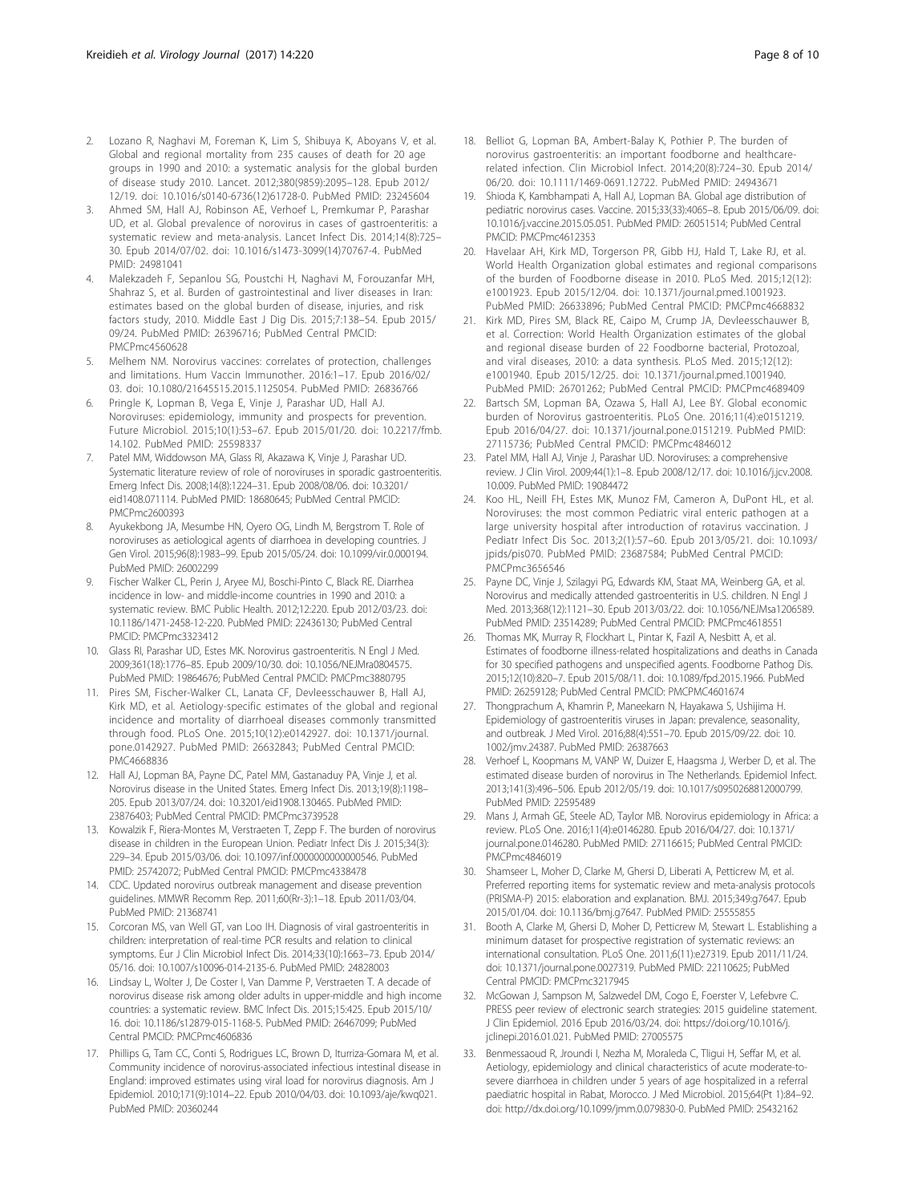2. Lozano R, Naghavi M, Foreman K, Lim S, Shibuya K, Aboyans V, et al. Global and regional mortality from 235 causes of death for 20 age groups in 1990 and 2010: a systematic analysis for the global burden of disease study 2010. Lancet. 2012;380(9859):2095–128. Epub 2012/12/19. doi: 10.1016/s0140-6736(12)61728-0. PubMed PMID: 23245604
3. Ahmed SM, Hall AJ, Robinson AE, Verhoef L, Premkumar P, Parashar UD, et al. Global prevalence of norovirus in cases of gastroenteritis: a systematic review and meta-analysis. Lancet Infect Dis. 2014;14(8):725–30. Epub 2014/07/02. doi: 10.1016/s1473-3099(14)70767-4. PubMed PMID: 24981041
4. Malekzadeh F, Sepanlou SG, Poustchi H, Naghavi M, Forouzanfar MH, Shahraz S, et al. Burden of gastrointestinal and liver diseases in Iran: estimates based on the global burden of disease, injuries, and risk factors study, 2010. Middle East J Dig Dis. 2015;7:138–54. Epub 2015/09/24. PubMed PMID: 26396716; PubMed Central PMCID: PMCPmc4560628
5. Melhem NM. Norovirus vaccines: correlates of protection, challenges and limitations. Hum Vaccin Immunother. 2016:1–17. Epub 2016/02/03. doi: 10.1080/21645515.2015.1125054. PubMed PMID: 26836766
6. Pringle K, Lopman B, Vega E, Vinje J, Parashar UD, Hall AJ. Noroviruses: epidemiology, immunity and prospects for prevention. Future Microbiol. 2015;10(1):53–67. Epub 2015/01/20. doi: 10.2217/fmb.14.102. PubMed PMID: 25598337
7. Patel MM, Widdowson MA, Glass RI, Akazawa K, Vinje J, Parashar UD. Systematic literature review of role of noroviruses in sporadic gastroenteritis. Emerg Infect Dis. 2008;14(8):1224–31. Epub 2008/08/06. doi: 10.3201/eid1408.071114. PubMed PMID: 18680645; PubMed Central PMCID: PMCPmc2600393
8. Ayukekbong JA, Mesumbe HN, Oyero OG, Lindh M, Bergstrom T. Role of noroviruses as aetiological agents of diarrhoea in developing countries. J Gen Virol. 2015;96(8):1983–99. Epub 2015/05/24. doi: 10.1099/vir.0.000194. PubMed PMID: 26002299
9. Fischer Walker CL, Perin J, Aryee MJ, Boschi-Pinto C, Black RE. Diarrhea incidence in low- and middle-income countries in 1990 and 2010: a systematic review. BMC Public Health. 2012;12:220. Epub 2012/03/23. doi: 10.1186/1471-2458-12-220. PubMed PMID: 22436130; PubMed Central PMCID: PMCPmc3323412
10. Glass RI, Parashar UD, Estes MK. Norovirus gastroenteritis. N Engl J Med. 2009;361(18):1776–85. Epub 2009/10/30. doi: 10.1056/NEJMra0804575. PubMed PMID: 19864676; PubMed Central PMCID: PMCPmc3880795
11. Pires SM, Fischer-Walker CL, Lanata CF, Devleesschauwer B, Hall AJ, Kirk MD, et al. Aetiology-specific estimates of the global and regional incidence and mortality of diarrhoeal diseases commonly transmitted through food. PLoS One. 2015;10(12):e0142927. doi: 10.1371/journal.pone.0142927. PubMed PMID: 26632843; PubMed Central PMCID: PMC4668836
12. Hall AJ, Lopman BA, Payne DC, Patel MM, Gastanaduy PA, Vinje J, et al. Norovirus disease in the United States. Emerg Infect Dis. 2013;19(8):1198–205. Epub 2013/07/24. doi: 10.3201/eid1908.130465. PubMed PMID: 23876403; PubMed Central PMCID: PMCPmc3739528
13. Kowalzik F, Riera-Montes M, Verstraeten T, Zepp F. The burden of norovirus disease in children in the European Union. Pediatr Infect Dis J. 2015;34(3):229–34. Epub 2015/03/06. doi: 10.1097/inf.0000000000000546. PubMed PMID: 25742072; PubMed Central PMCID: PMCPmc4338478
14. CDC. Updated norovirus outbreak management and disease prevention guidelines. MMWR Recomm Rep. 2011;60(Rr-3):1–18. Epub 2011/03/04. PubMed PMID: 21368741
15. Corcoran MS, van Well GT, van Loo IH. Diagnosis of viral gastroenteritis in children: interpretation of real-time PCR results and relation to clinical symptoms. Eur J Clin Microbiol Infect Dis. 2014;33(10):1663–73. Epub 2014/05/16. doi: 10.1007/s10096-014-2135-6. PubMed PMID: 24828003
16. Lindsay L, Wolter J, De Coster I, Van Damme P, Verstraeten T. A decade of norovirus disease risk among older adults in upper-middle and high income countries: a systematic review. BMC Infect Dis. 2015;15:425. Epub 2015/10/16. doi: 10.1186/s12879-015-1168-5. PubMed PMID: 26467099; PubMed Central PMCID: PMCPmc4606836
17. Phillips G, Tam CC, Conti S, Rodrigues LC, Brown D, Iturriza-Gomara M, et al. Community incidence of norovirus-associated infectious intestinal disease in England: improved estimates using viral load for norovirus diagnosis. Am J Epidemiol. 2010;171(9):1014–22. Epub 2010/04/03. doi: 10.1093/aje/kwq021. PubMed PMID: 20360244
18. Belliot G, Lopman BA, Ambert-Balay K, Pothier P. The burden of norovirus gastroenteritis: an important foodborne and healthcare-related infection. Clin Microbiol Infect. 2014;20(8):724–30. Epub 2014/06/20. doi: 10.1111/1469-0691.12722. PubMed PMID: 24943671
19. Shioda K, Kambhampati A, Hall AJ, Lopman BA. Global age distribution of pediatric norovirus cases. Vaccine. 2015;33(33):4065–8. Epub 2015/06/09. doi: 10.1016/j.vaccine.2015.05.051. PubMed PMID: 26051514; PubMed Central PMCID: PMCPmc4612353
20. Havelaar AH, Kirk MD, Torgerson PR, Gibb HJ, Hald T, Lake RJ, et al. World Health Organization global estimates and regional comparisons of the burden of Foodborne disease in 2010. PLoS Med. 2015;12(12):e1001923. Epub 2015/12/04. doi: 10.1371/journal.pmed.1001923. PubMed PMID: 26633896; PubMed Central PMCID: PMCPmc4668832
21. Kirk MD, Pires SM, Black RE, Caipo M, Crump JA, Devleesschauwer B, et al. Correction: World Health Organization estimates of the global and regional disease burden of 22 Foodborne bacterial, Protozoal, and viral diseases, 2010: a data synthesis. PLoS Med. 2015;12(12):e1001940. Epub 2015/12/25. doi: 10.1371/journal.pmed.1001940. PubMed PMID: 26701262; PubMed Central PMCID: PMCPmc4689409
22. Bartsch SM, Lopman BA, Ozawa S, Hall AJ, Lee BY. Global economic burden of Norovirus gastroenteritis. PLoS One. 2016;11(4):e0151219. Epub 2016/04/27. doi: 10.1371/journal.pone.0151219. PubMed PMID: 27115736; PubMed Central PMCID: PMCPmc4846012
23. Patel MM, Hall AJ, Vinje J, Parashar UD. Noroviruses: a comprehensive review. J Clin Virol. 2009;44(1):1–8. Epub 2008/12/17. doi: 10.1016/j.jcv.2008.10.009. PubMed PMID: 19084472
24. Koo HL, Neill FH, Estes MK, Munoz FM, Cameron A, DuPont HL, et al. Noroviruses: the most common Pediatric viral enteric pathogen at a large university hospital after introduction of rotavirus vaccination. J Pediatr Infect Dis Soc. 2013;2(1):57–60. Epub 2013/05/21. doi: 10.1093/jpids/pis070. PubMed PMID: 23687584; PubMed Central PMCID: PMCPmc3656546
25. Payne DC, Vinje J, Szilagyi PG, Edwards KM, Staat MA, Weinberg GA, et al. Norovirus and medically attended gastroenteritis in U.S. children. N Engl J Med. 2013;368(12):1121–30. Epub 2013/03/22. doi: 10.1056/NEJMsa1206589. PubMed PMID: 23514289; PubMed Central PMCID: PMCPmc4618551
26. Thomas MK, Murray R, Flockhart L, Pintar K, Fazil A, Nesbitt A, et al. Estimates of foodborne illness-related hospitalizations and deaths in Canada for 30 specified pathogens and unspecified agents. Foodborne Pathog Dis. 2015;12(10):820–7. Epub 2015/08/11. doi: 10.1089/fpd.2015.1966. PubMed PMID: 26259128; PubMed Central PMCID: PMCPMC4601674
27. Thongprachum A, Khamrin P, Maneekarn N, Hayakawa S, Ushijima H. Epidemiology of gastroenteritis viruses in Japan: prevalence, seasonality, and outbreak. J Med Virol. 2016;88(4):551–70. Epub 2015/09/22. doi: 10.1002/jmv.24387. PubMed PMID: 26387663
28. Verhoef L, Koopmans M, VANP W, Duizer E, Haagsma J, Werber D, et al. The estimated disease burden of norovirus in The Netherlands. Epidemiol Infect. 2013;141(3):496–506. Epub 2012/05/19. doi: 10.1017/s0950268812000799. PubMed PMID: 22595489
29. Mans J, Armah GE, Steele AD, Taylor MB. Norovirus epidemiology in Africa: a review. PLoS One. 2016;11(4):e0146280. Epub 2016/04/27. doi: 10.1371/journal.pone.0146280. PubMed PMID: 27116615; PubMed Central PMCID: PMCPmc4846019
30. Shamseer L, Moher D, Clarke M, Ghersi D, Liberati A, Petticrew M, et al. Preferred reporting items for systematic review and meta-analysis protocols (PRISMA-P) 2015: elaboration and explanation. BMJ. 2015;349:g7647. Epub 2015/01/04. doi: 10.1136/bmj.g7647. PubMed PMID: 25555855
31. Booth A, Clarke M, Ghersi D, Moher D, Petticrew M, Stewart L. Establishing a minimum dataset for prospective registration of systematic reviews: an international consultation. PLoS One. 2011;6(11):e27319. Epub 2011/11/24. doi: 10.1371/journal.pone.0027319. PubMed PMID: 22110625; PubMed Central PMCID: PMCPmc3217945
32. McGowan J, Sampson M, Salzwedel DM, Cogo E, Foerster V, Lefebvre C. PRESS peer review of electronic search strategies: 2015 guideline statement. J Clin Epidemiol. 2016 Epub 2016/03/24. doi: https://doi.org/10.1016/j.jclinepi.2016.01.021. PubMed PMID: 27005575
33. Benmessaoud R, Jroundi I, Nezha M, Moraleda C, Tligui H, Seffar M, et al. Aetiology, epidemiology and clinical characteristics of acute moderate-to-severe diarrhoea in children under 5 years of age hospitalized in a referral paediatric hospital in Rabat, Morocco. J Med Microbiol. 2015;64(Pt 1):84–92. doi: http://dx.doi.org/10.1099/jmm.0.079830-0. PubMed PMID: 25432162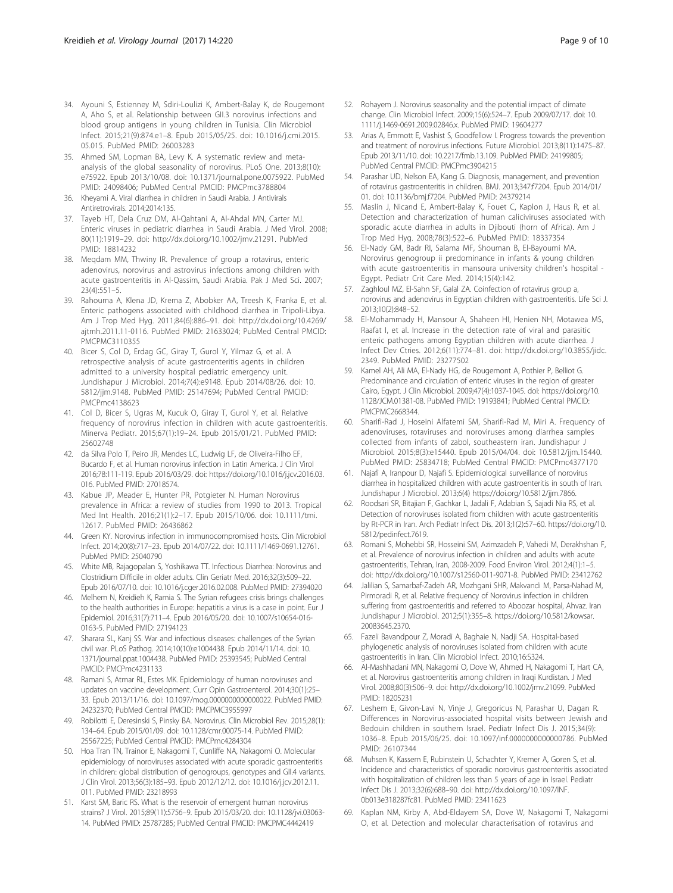34. Ayouni S, Estienney M, Sdiri-Loulizi K, Ambert-Balay K, de Rougemont A, Aho S, et al. Relationship between GII.3 norovirus infections and blood group antigens in young children in Tunisia. Clin Microbiol Infect. 2015;21(9):874.e1–8. Epub 2015/05/25. doi: 10.1016/j.cmi.2015.05.015. PubMed PMID: 26003283
35. Ahmed SM, Lopman BA, Levy K. A systematic review and meta-analysis of the global seasonality of norovirus. PLoS One. 2013;8(10):e75922. Epub 2013/10/08. doi: 10.1371/journal.pone.0075922. PubMed PMID: 24098406; PubMed Central PMCID: PMCPmc3788804
36. Kheyami A. Viral diarrhea in children in Saudi Arabia. J Antivirals Antiretrovirals. 2014;2014:135.
37. Tayeb HT, Dela Cruz DM, Al-Qahtani A, Al-Ahdal MN, Carter MJ. Enteric viruses in pediatric diarrhea in Saudi Arabia. J Med Virol. 2008;80(11):1919–29. doi: http://dx.doi.org/10.1002/jmv.21291. PubMed PMID: 18814232
38. Meqdam MM, Thwiny IR. Prevalence of group a rotavirus, enteric adenovirus, norovirus and astrovirus infections among children with acute gastroenteritis in Al-Qassim, Saudi Arabia. Pak J Med Sci. 2007;23(4):551–5.
39. Rahouma A, Klena JD, Krema Z, Abobker AA, Treesh K, Franka E, et al. Enteric pathogens associated with childhood diarrhea in Tripoli-Libya. Am J Trop Med Hyg. 2011;84(6):886–91. doi: http://dx.doi.org/10.4269/ajtmh.2011.11-0116. PubMed PMID: 21633024; PubMed Central PMCID: PMCPMC3110355
40. Bicer S, Col D, Erdag GC, Giray T, Gurol Y, Yilmaz G, et al. A retrospective analysis of acute gastroenteritis agents in children admitted to a university hospital pediatric emergency unit. Jundishapur J Microbiol. 2014;7(4):e9148. Epub 2014/08/26. doi: 10.5812/jjm.9148. PubMed PMID: 25147694; PubMed Central PMCID: PMCPmc4138623
41. Col D, Bicer S, Ugras M, Kucuk O, Giray T, Gurol Y, et al. Relative frequency of norovirus infection in children with acute gastroenteritis. Minerva Pediatr. 2015;67(1):19–24. Epub 2015/01/21. PubMed PMID: 25602748
42. da Silva Polo T, Peiro JR, Mendes LC, Ludwig LF, de Oliveira-Filho EF, Bucardo F, et al. Human norovirus infection in Latin America. J Clin Virol 2016;78:111-119. Epub 2016/03/29. doi: https://doi.org/10.1016/j.jcv.2016.03.016. PubMed PMID: 27018574.
43. Kabue JP, Meader E, Hunter PR, Potgieter N. Human Norovirus prevalence in Africa: a review of studies from 1990 to 2013. Tropical Med Int Health. 2016;21(1):2–17. Epub 2015/10/06. doi: 10.1111/tmi.12617. PubMed PMID: 26436862
44. Green KY. Norovirus infection in immunocompromised hosts. Clin Microbiol Infect. 2014;20(8):717–23. Epub 2014/07/22. doi: 10.1111/1469-0691.12761. PubMed PMID: 25040790
45. White MB, Rajagopalan S, Yoshikawa TT. Infectious Diarrhea: Norovirus and Clostridium Difficile in older adults. Clin Geriatr Med. 2016;32(3):509–22. Epub 2016/07/10. doi: 10.1016/j.cger.2016.02.008. PubMed PMID: 27394020
46. Melhem N, Kreidieh K, Ramia S. The Syrian refugees crisis brings challenges to the health authorities in Europe: hepatitis a virus is a case in point. Eur J Epidemiol. 2016;31(7):711–4. Epub 2016/05/20. doi: 10.1007/s10654-016-0163-5. PubMed PMID: 27194123
47. Sharara SL, Kanj SS. War and infectious diseases: challenges of the Syrian civil war. PLoS Pathog. 2014;10(10):e1004438. Epub 2014/11/14. doi: 10.1371/journal.ppat.1004438. PubMed PMID: 25393545; PubMed Central PMCID: PMCPmc4231133
48. Ramani S, Atmar RL, Estes MK. Epidemiology of human noroviruses and updates on vaccine development. Curr Opin Gastroenterol. 2014;30(1):25–33. Epub 2013/11/16. doi: 10.1097/mog.0000000000000022. PubMed PMID: 24232370; PubMed Central PMCID: PMCPMC3955997
49. Robilotti E, Deresinski S, Pinsky BA. Norovirus. Clin Microbiol Rev. 2015;28(1):134–64. Epub 2015/01/09. doi: 10.1128/cmr.00075-14. PubMed PMID: 25567225; PubMed Central PMCID: PMCPmc4284304
50. Hoa Tran TN, Trainor E, Nakagomi T, Cunliffe NA, Nakagomi O. Molecular epidemiology of noroviruses associated with acute sporadic gastroenteritis in children: global distribution of genogroups, genotypes and GII.4 variants. J Clin Virol. 2013;56(3):185–93. Epub 2012/12/12. doi: 10.1016/j.jcv.2012.11.011. PubMed PMID: 23218993
51. Karst SM, Baric RS. What is the reservoir of emergent human norovirus strains? J Virol. 2015;89(11):5756–9. Epub 2015/03/20. doi: 10.1128/jvi.03063-14. PubMed PMID: 25787285; PubMed Central PMCID: PMCPMC4442419
52. Rohayem J. Norovirus seasonality and the potential impact of climate change. Clin Microbiol Infect. 2009;15(6):524–7. Epub 2009/07/17. doi: 10.1111/j.1469-0691.2009.02846.x. PubMed PMID: 19604277
53. Arias A, Emmott E, Vashist S, Goodfellow I. Progress towards the prevention and treatment of norovirus infections. Future Microbiol. 2013;8(11):1475–87. Epub 2013/11/10. doi: 10.2217/fmb.13.109. PubMed PMID: 24199805; PubMed Central PMCID: PMCPmc3904215
54. Parashar UD, Nelson EA, Kang G. Diagnosis, management, and prevention of rotavirus gastroenteritis in children. BMJ. 2013;347:f7204. Epub 2014/01/01. doi: 10.1136/bmj.f7204. PubMed PMID: 24379214
55. Maslin J, Nicand E, Ambert-Balay K, Fouet C, Kaplon J, Haus R, et al. Detection and characterization of human caliciviruses associated with sporadic acute diarrhea in adults in Djibouti (horn of Africa). Am J Trop Med Hyg. 2008;78(3):522–6. PubMed PMID: 18337354
56. El-Nady GM, Badr RI, Salama MF, Shouman B, El-Bayoumi MA. Norovirus genogroup ii predominance in infants & young children with acute gastroenteritis in mansoura university children's hospital - Egypt. Pediatr Crit Care Med. 2014;15(4):142.
57. Zaghloul MZ, El-Sahn SF, Galal ZA. Coinfection of rotavirus group a, norovirus and adenovirus in Egyptian children with gastroenteritis. Life Sci J. 2013;10(2):848–52.
58. El-Mohammady H, Mansour A, Shaheen HI, Henien NH, Motawea MS, Raafat I, et al. Increase in the detection rate of viral and parasitic enteric pathogens among Egyptian children with acute diarrhea. J Infect Dev Ctries. 2012;6(11):774–81. doi: http://dx.doi.org/10.3855/jidc.2349. PubMed PMID: 23277502
59. Kamel AH, Ali MA, El-Nady HG, de Rougemont A, Pothier P, Belliot G. Predominance and circulation of enteric viruses in the region of greater Cairo, Egypt. J Clin Microbiol. 2009;47(4):1037-1045. doi: https://doi.org/10.1128/JCM.01381-08. PubMed PMID: 19193841; PubMed Central PMCID: PMCPMC2668344.
60. Sharifi-Rad J, Hoseini Alfatemi SM, Sharifi-Rad M, Miri A. Frequency of adenoviruses, rotaviruses and noroviruses among diarrhea samples collected from infants of zabol, southeastern iran. Jundishapur J Microbiol. 2015;8(3):e15440. Epub 2015/04/04. doi: 10.5812/jjm.15440. PubMed PMID: 25834718; PubMed Central PMCID: PMCPmc4377170
61. Najafi A, Iranpour D, Najafi S. Epidemiological surveillance of norovirus diarrhea in hospitalized children with acute gastroenteritis in south of Iran. Jundishapur J Microbiol. 2013;6(4) https://doi.org/10.5812/jjm.7866.
62. Roodsari SR, Bitajian F, Gachkar L, Jadali F, Adabian S, Sajadi Nia RS, et al. Detection of noroviruses isolated from children with acute gastroenteritis by Rt-PCR in Iran. Arch Pediatr Infect Dis. 2013;1(2):57–60. https://doi.org/10.5812/pedinfect.7619.
63. Romani S, Mohebbi SR, Hosseini SM, Azimzadeh P, Vahedi M, Derakhshan F, et al. Prevalence of norovirus infection in children and adults with acute gastroenteritis, Tehran, Iran, 2008-2009. Food Environ Virol. 2012;4(1):1–5. doi: http://dx.doi.org/10.1007/s12560-011-9071-8. PubMed PMID: 23412762
64. Jalilian S, Samarbaf-Zadeh AR, Mozhgani SHR, Makvandi M, Parsa-Nahad M, Pirmoradi R, et al. Relative frequency of Norovirus infection in children suffering from gastroenteritis and referred to Aboozar hospital, Ahvaz. Iran Jundishapur J Microbiol. 2012;5(1):355–8. https://doi.org/10.5812/kowsar.20083645.2370.
65. Fazeli Bavandpour Z, Moradi A, Baghaie N, Nadji SA. Hospital-based phylogenetic analysis of noroviruses isolated from children with acute gastroenteritis in Iran. Clin Microbiol Infect. 2010;16:S324.
66. Al-Mashhadani MN, Nakagomi O, Dove W, Ahmed H, Nakagomi T, Hart CA, et al. Norovirus gastroenteritis among children in Iraqi Kurdistan. J Med Virol. 2008;80(3):506–9. doi: http://dx.doi.org/10.1002/jmv.21099. PubMed PMID: 18205231
67. Leshem E, Givon-Lavi N, Vinje J, Gregoricus N, Parashar U, Dagan R. Differences in Norovirus-associated hospital visits between Jewish and Bedouin children in southern Israel. Pediatr Infect Dis J. 2015;34(9):1036–8. Epub 2015/06/25. doi: 10.1097/inf.0000000000000786. PubMed PMID: 26107344
68. Muhsen K, Kassem E, Rubinstein U, Schachter Y, Kremer A, Goren S, et al. Incidence and characteristics of sporadic norovirus gastroenteritis associated with hospitalization of children less than 5 years of age in Israel. Pediatr Infect Dis J. 2013;32(6):688–90. doi: http://dx.doi.org/10.1097/INF.0b013e318287fc81. PubMed PMID: 23411623
69. Kaplan NM, Kirby A, Abd-Eldayem SA, Dove W, Nakagomi T, Nakagomi O, et al. Detection and molecular characterisation of rotavirus and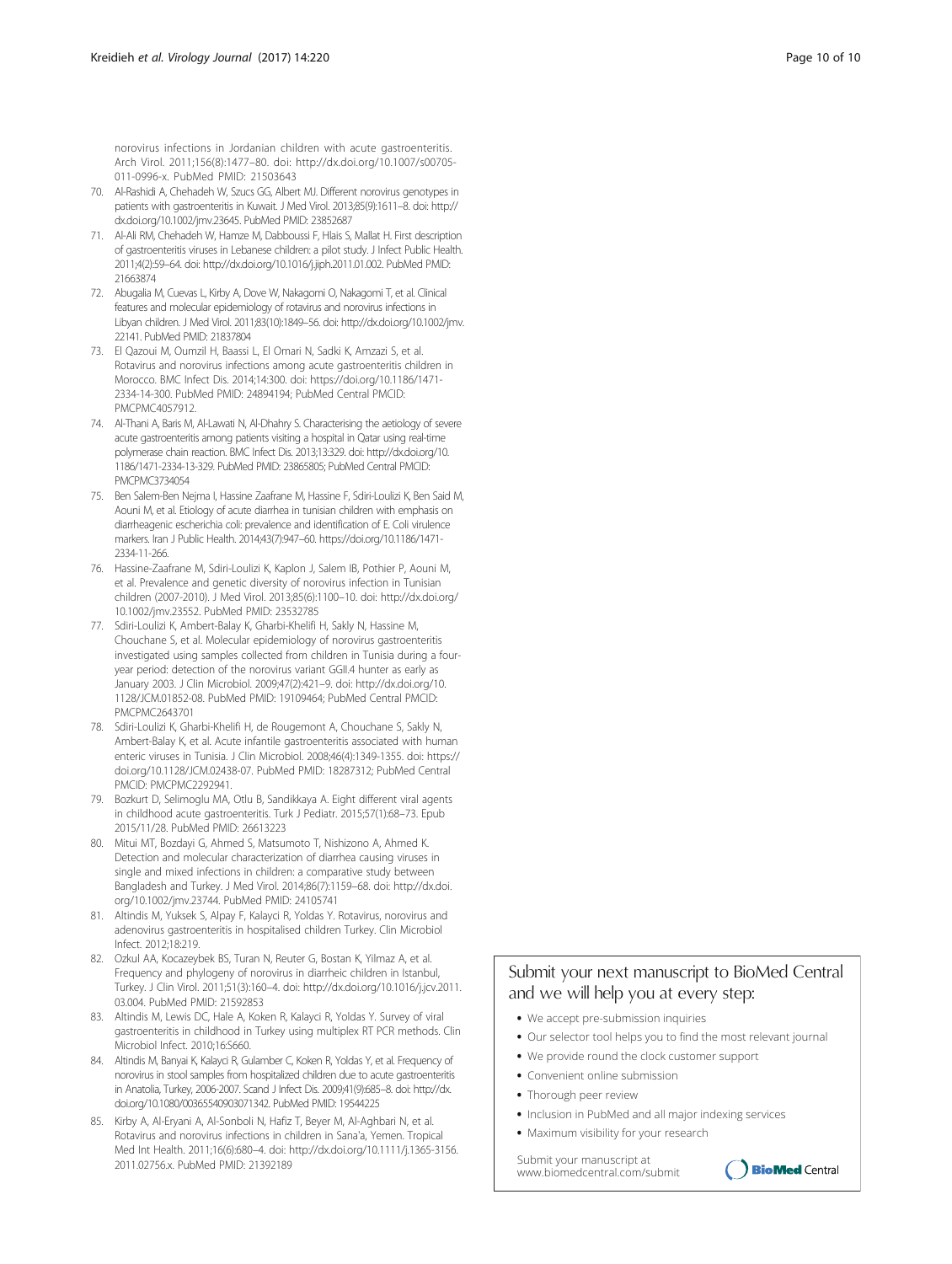norovirus infections in Jordanian children with acute gastroenteritis. Arch Virol. 2011;156(8):1477–80. doi: http://dx.doi.org/10.1007/s00705-011-0996-x. PubMed PMID: 21503643

70. Al-Rashidi A, Chehadeh W, Szucs GG, Albert MJ. Different norovirus genotypes in patients with gastroenteritis in Kuwait. J Med Virol. 2013;85(9):1611–8. doi: http://dx.doi.org/10.1002/jmv.23645. PubMed PMID: 23852687
71. Al-Ali RM, Chehadeh W, Hamze M, Dabboussi F, Hlais S, Mallat H. First description of gastroenteritis viruses in Lebanese children: a pilot study. J Infect Public Health. 2011;4(2):59–64. doi: http://dx.doi.org/10.1016/j.jiph.2011.01.002. PubMed PMID: 21663874
72. Abugalia M, Cuevas L, Kirby A, Dove W, Nakagomi O, Nakagomi T, et al. Clinical features and molecular epidemiology of rotavirus and norovirus infections in Libyan children. J Med Virol. 2011;83(10):1849–56. doi: http://dx.doi.org/10.1002/jmv.22141. PubMed PMID: 21837804
73. El Qazoui M, Oumzil H, Baassi L, El Omari N, Sadki K, Amzazi S, et al. Rotavirus and norovirus infections among acute gastroenteritis children in Morocco. BMC Infect Dis. 2014;14:300. doi: https://doi.org/10.1186/1471-2334-14-300. PubMed PMID: 24894194; PubMed Central PMCID: PMCPMC4057912.
74. Al-Thani A, Baris M, Al-Lawati N, Al-Dhahry S. Characterising the aetiology of severe acute gastroenteritis among patients visiting a hospital in Qatar using real-time polymerase chain reaction. BMC Infect Dis. 2013;13:329. doi: http://dx.doi.org/10.1186/1471-2334-13-329. PubMed PMID: 23865805; PubMed Central PMCID: PMCPMC3734054
75. Ben Salem-Ben Nejma I, Hassine Zaafrane M, Hassine F, Sdiri-Loulizi K, Ben Said M, Aouni M, et al. Etiology of acute diarrhea in tunisian children with emphasis on diarrheagenic escherichia coli: prevalence and identification of E. Coli virulence markers. Iran J Public Health. 2014;43(7):947–60. https://doi.org/10.1186/1471-2334-11-266.
76. Hassine-Zaafrane M, Sdiri-Loulizi K, Kaplon J, Salem IB, Pothier P, Aouni M, et al. Prevalence and genetic diversity of norovirus infection in Tunisian children (2007-2010). J Med Virol. 2013;85(6):1100–10. doi: http://dx.doi.org/10.1002/jmv.23552. PubMed PMID: 23532785
77. Sdiri-Loulizi K, Ambert-Balay K, Gharbi-Khelifi H, Sakly N, Hassine M, Chouchane S, et al. Molecular epidemiology of norovirus gastroenteritis investigated using samples collected from children in Tunisia during a four-year period: detection of the norovirus variant GGII.4 hunter as early as January 2003. J Clin Microbiol. 2009;47(2):421–9. doi: http://dx.doi.org/10.1128/JCM.01852-08. PubMed PMID: 19109464; PubMed Central PMCID: PMCPMC2643701
78. Sdiri-Loulizi K, Gharbi-Khelifi H, de Rougemont A, Chouchane S, Sakly N, Ambert-Balay K, et al. Acute infantile gastroenteritis associated with human enteric viruses in Tunisia. J Clin Microbiol. 2008;46(4):1349-1355. doi: https://doi.org/10.1128/JCM.02438-07. PubMed PMID: 18287312; PubMed Central PMCID: PMCPMC2292941.
79. Bozkurt D, Selimoglu MA, Otlu B, Sandikkaya A. Eight different viral agents in childhood acute gastroenteritis. Turk J Pediatr. 2015;57(1):68–73. Epub 2015/11/28. PubMed PMID: 26613223
80. Mitui MT, Bozdayi G, Ahmed S, Matsumoto T, Nishizono A, Ahmed K. Detection and molecular characterization of diarrhea causing viruses in single and mixed infections in children: a comparative study between Bangladesh and Turkey. J Med Virol. 2014;86(7):1159–68. doi: http://dx.doi.org/10.1002/jmv.23744. PubMed PMID: 24105741
81. Altindis M, Yuksek S, Alpay F, Kalayci R, Yoldas Y. Rotavirus, norovirus and adenovirus gastroenteritis in hospitalised children Turkey. Clin Microbiol Infect. 2012;18:219.
82. Ozkul AA, Kocazeybek BS, Turan N, Reuter G, Bostan K, Yilmaz A, et al. Frequency and phylogeny of norovirus in diarrheic children in Istanbul, Turkey. J Clin Virol. 2011;51(3):160–4. doi: http://dx.doi.org/10.1016/j.jcv.2011.03.004. PubMed PMID: 21592853
83. Altindis M, Lewis DC, Hale A, Koken R, Kalayci R, Yoldas Y. Survey of viral gastroenteritis in childhood in Turkey using multiplex RT PCR methods. Clin Microbiol Infect. 2010;16:S660.
84. Altindis M, Banyai K, Kalayci R, Gulamber C, Koken R, Yoldas Y, et al. Frequency of norovirus in stool samples from hospitalized children due to acute gastroenteritis in Anatolia, Turkey, 2006-2007. Scand J Infect Dis. 2009;41(9):685–8. doi: http://dx.doi.org/10.1080/00365540903071342. PubMed PMID: 19544225
85. Kirby A, Al-Eryani A, Al-Sonboli N, Hafiz T, Beyer M, Al-Aghbari N, et al. Rotavirus and norovirus infections in children in Sana'a, Yemen. Tropical Med Int Health. 2011;16(6):680–4. doi: http://dx.doi.org/10.1111/j.1365-3156.2011.02756.x. PubMed PMID: 21392189

## Submit your next manuscript to BioMed Central and we will help you at every step:

- We accept pre-submission inquiries
- Our selector tool helps you to find the most relevant journal
- We provide round the clock customer support
- Convenient online submission
- Thorough peer review
- Inclusion in PubMed and all major indexing services
- Maximum visibility for your research

Submit your manuscript at www.biomedcentral.com/submit

BioMed Central